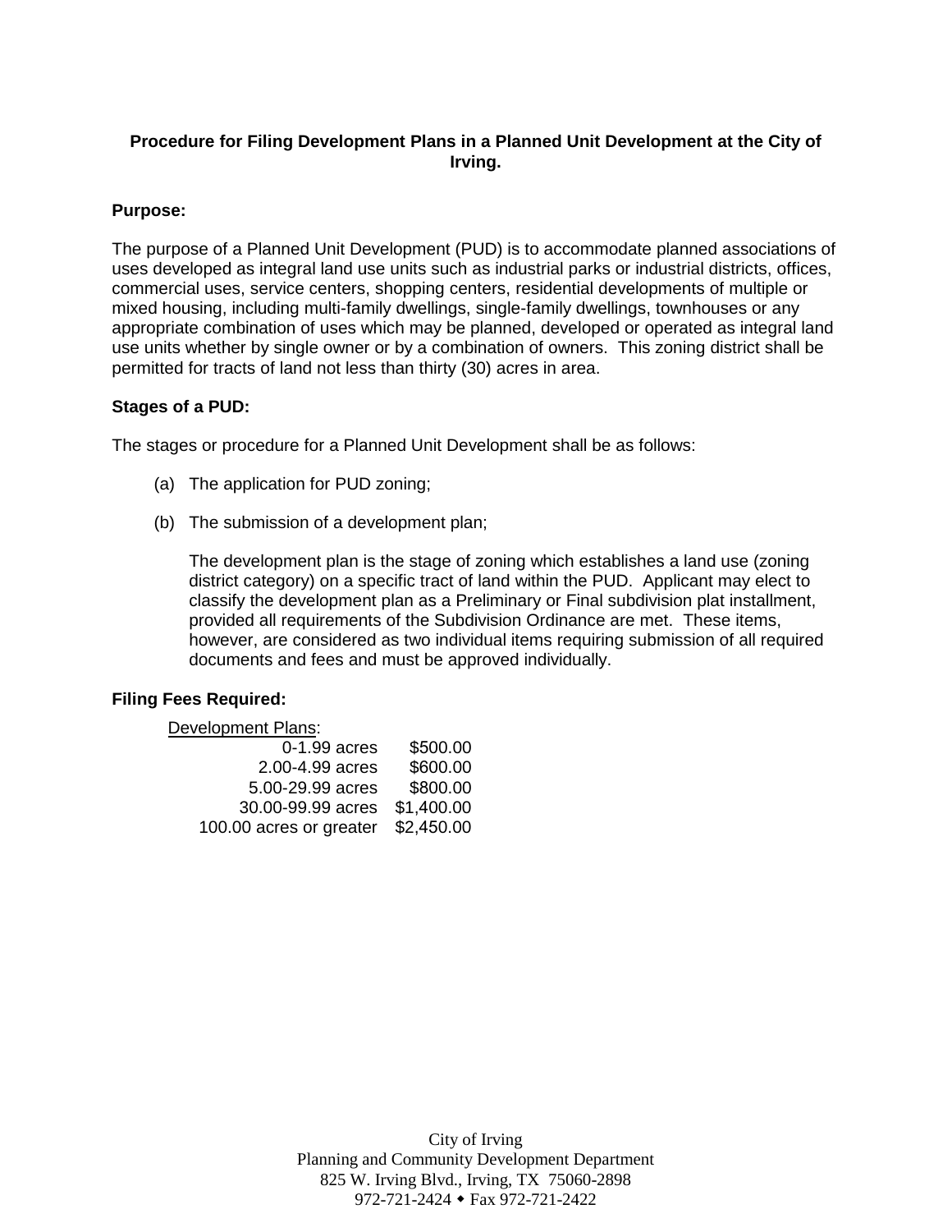**Procedure for Filing Development Plans in a Planned Unit Development at the City of Irving.**

**Purpose:**

The purpose of a Planned Unit Development (PUD) is to accommodate planned associations of uses developed as integral land use units such as industrial parks or industrial districts, offices, commercial uses, service centers, shopping centers, residential developments of multiple or mixed housing, including multi-family dwellings, single-family dwellings, townhouses or any appropriate combination of uses which may be planned, developed or operated as integral land use units whether by single owner or by a combination of owners. This zoning district shall be permitted for tracts of land not less than thirty (30) acres in area.

**Stages of a PUD:**

The stages or procedure for a Planned Unit Development shall be as follows:

(a) The application for PUD zoning;

(b) The submission of a development plan;

The development plan is the stage of zoning which establishes a land use (zoning district category) on a specific tract of land within the PUD. Applicant may elect to classify the development plan as a Preliminary or Final subdivision plat installment, provided all requirements of the Subdivision Ordinance are met. These items, however, are considered as two individual items requiring submission of all required documents and fees and must be approved individually.

**Filing Fees Required:**

Development Plans:

| | |
|---|---|
| 0-1.99 acres | $500.00 |
| 2.00-4.99 acres | $600.00 |
| 5.00-29.99 acres | $800.00 |
| 30.00-99.99 acres | $1,400.00 |
| 100.00 acres or greater | $2,450.00 |

City of Irving
Planning and Community Development Department
825 W. Irving Blvd., Irving, TX 75060-2898
972-721-2424 ◆ Fax 972-721-2422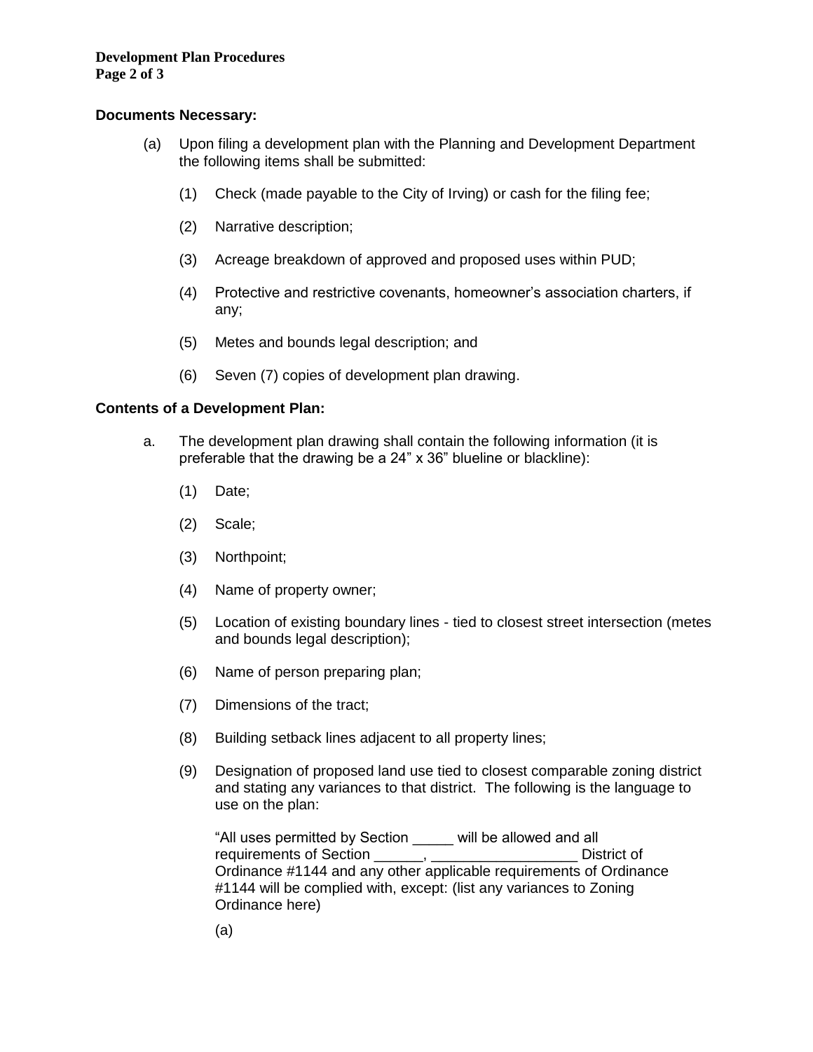**Documents Necessary:**

(a) Upon filing a development plan with the Planning and Development Department the following items shall be submitted:

(1) Check (made payable to the City of Irving) or cash for the filing fee;

(2) Narrative description;

(3) Acreage breakdown of approved and proposed uses within PUD;

(4) Protective and restrictive covenants, homeowner's association charters, if any;

(5) Metes and bounds legal description; and

(6) Seven (7) copies of development plan drawing.

**Contents of a Development Plan:**

a. The development plan drawing shall contain the following information (it is preferable that the drawing be a 24" x 36" blueline or blackline):

(1) Date;

(2) Scale;

(3) Northpoint;

(4) Name of property owner;

(5) Location of existing boundary lines - tied to closest street intersection (metes and bounds legal description);

(6) Name of person preparing plan;

(7) Dimensions of the tract;

(8) Building setback lines adjacent to all property lines;

(9) Designation of proposed land use tied to closest comparable zoning district and stating any variances to that district. The following is the language to use on the plan:

"All uses permitted by Section _____ will be allowed and all requirements of Section ______, _________________ District of Ordinance #1144 and any other applicable requirements of Ordinance #1144 will be complied with, except: (list any variances to Zoning Ordinance here)

(a)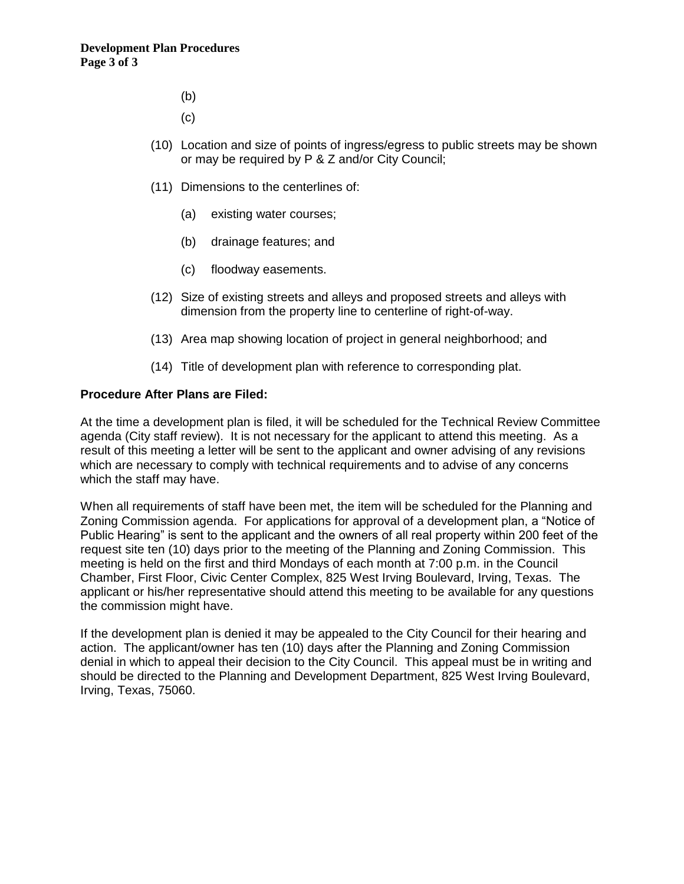(b)

(c)

(10) Location and size of points of ingress/egress to public streets may be shown or may be required by P & Z and/or City Council;

(11) Dimensions to the centerlines of:

   (a) existing water courses;

   (b) drainage features; and

   (c) floodway easements.

(12) Size of existing streets and alleys and proposed streets and alleys with dimension from the property line to centerline of right-of-way.

(13) Area map showing location of project in general neighborhood; and

(14) Title of development plan with reference to corresponding plat.

**Procedure After Plans are Filed:**

At the time a development plan is filed, it will be scheduled for the Technical Review Committee agenda (City staff review). It is not necessary for the applicant to attend this meeting. As a result of this meeting a letter will be sent to the applicant and owner advising of any revisions which are necessary to comply with technical requirements and to advise of any concerns which the staff may have.

When all requirements of staff have been met, the item will be scheduled for the Planning and Zoning Commission agenda. For applications for approval of a development plan, a "Notice of Public Hearing" is sent to the applicant and the owners of all real property within 200 feet of the request site ten (10) days prior to the meeting of the Planning and Zoning Commission. This meeting is held on the first and third Mondays of each month at 7:00 p.m. in the Council Chamber, First Floor, Civic Center Complex, 825 West Irving Boulevard, Irving, Texas. The applicant or his/her representative should attend this meeting to be available for any questions the commission might have.

If the development plan is denied it may be appealed to the City Council for their hearing and action. The applicant/owner has ten (10) days after the Planning and Zoning Commission denial in which to appeal their decision to the City Council. This appeal must be in writing and should be directed to the Planning and Development Department, 825 West Irving Boulevard, Irving, Texas, 75060.